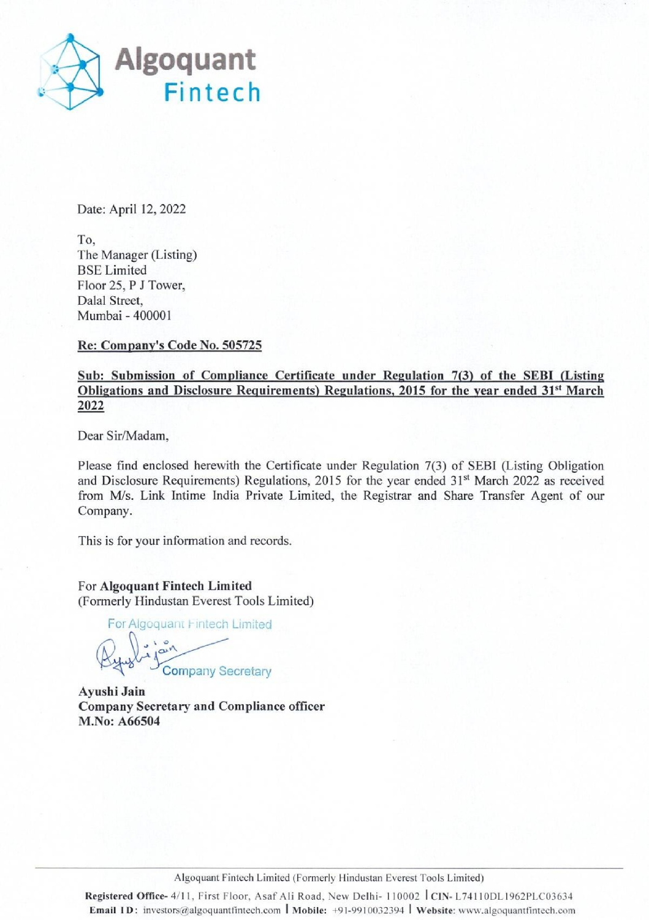# Algoquant Fintech

Date: April 12, 2022

To,
The Manager (Listing)
BSE Limited
Floor 25, P J Tower,
Dalal Street,
Mumbai - 400001

**Re: Company's Code No. 505725**

**Sub: Submission of Compliance Certificate under Regulation 7(3) of the SEBI (Listing Obligations and Disclosure Requirements) Regulations, 2015 for the year ended 31st March 2022**

Dear Sir/Madam,

Please find enclosed herewith the Certificate under Regulation 7(3) of SEBI (Listing Obligation and Disclosure Requirements) Regulations, 2015 for the year ended 31st March 2022 as received from M/s. Link Intime India Private Limited, the Registrar and Share Transfer Agent of our Company.

This is for your information and records.

For **Algoquant Fintech Limited**
(Formerly Hindustan Everest Tools Limited)

For Algoquant Fintech Limited

Company Secretary

**Ayushi Jain**
**Company Secretary and Compliance officer**
**M.No: A66504**

Algoquant Fintech Limited (Formerly Hindustan Everest Tools Limited)

**Registered Office-** 4/11, First Floor, Asaf Ali Road, New Delhi- 110002 | **CIN-** L74110DL1962PLC03634
**Email ID:** investors@algoquantfintech.com | **Mobile:** +91-9910032394 | **Website:** www.algoquantfintech.com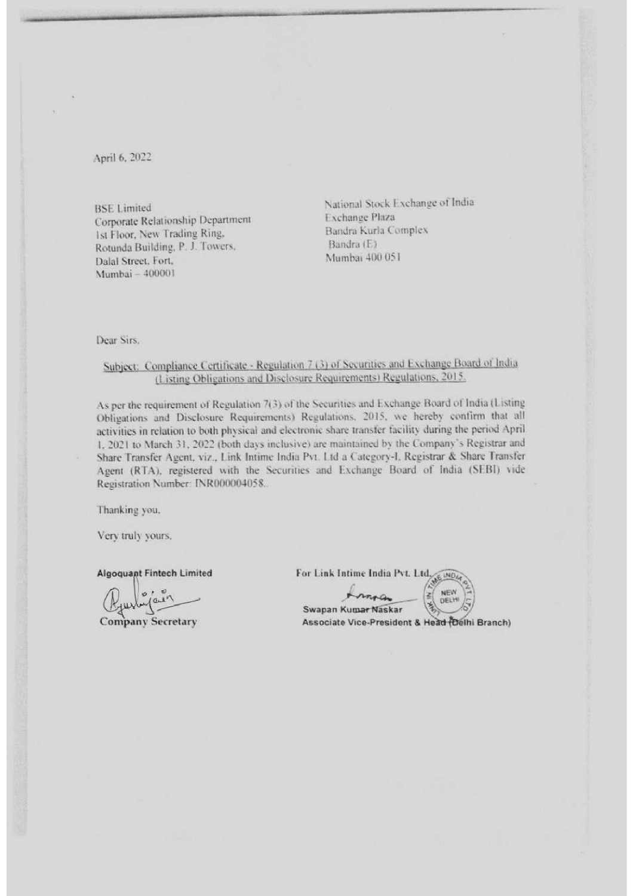April 6, 2022

BSE Limited
Corporate Relationship Department
1st Floor, New Trading Ring,
Rotunda Building, P. J. Towers,
Dalal Street, Fort,
Mumbai – 400001

National Stock Exchange of India
Exchange Plaza
Bandra Kurla Complex
Bandra (E)
Mumbai 400 051

Dear Sirs,

Subject: Compliance Certificate - Regulation 7 (3) of Securities and Exchange Board of India (Listing Obligations and Disclosure Requirements) Regulations, 2015.

As per the requirement of Regulation 7(3) of the Securities and Exchange Board of India (Listing Obligations and Disclosure Requirements) Regulations, 2015, we hereby confirm that all activities in relation to both physical and electronic share transfer facility during the period April 1, 2021 to March 31, 2022 (both days inclusive) are maintained by the Company's Registrar and Share Transfer Agent, viz., Link Intime India Pvt. Ltd a Category-I, Registrar & Share Transfer Agent (RTA), registered with the Securities and Exchange Board of India (SEBI) vide Registration Number: INR000004058..

Thanking you,

Very truly yours,

**Algoquant Fintech Limited**

Company Secretary

For Link Intime India Pvt. Ltd.

Swapan Kumar Naskar
Associate Vice-President & Head (Delhi Branch)